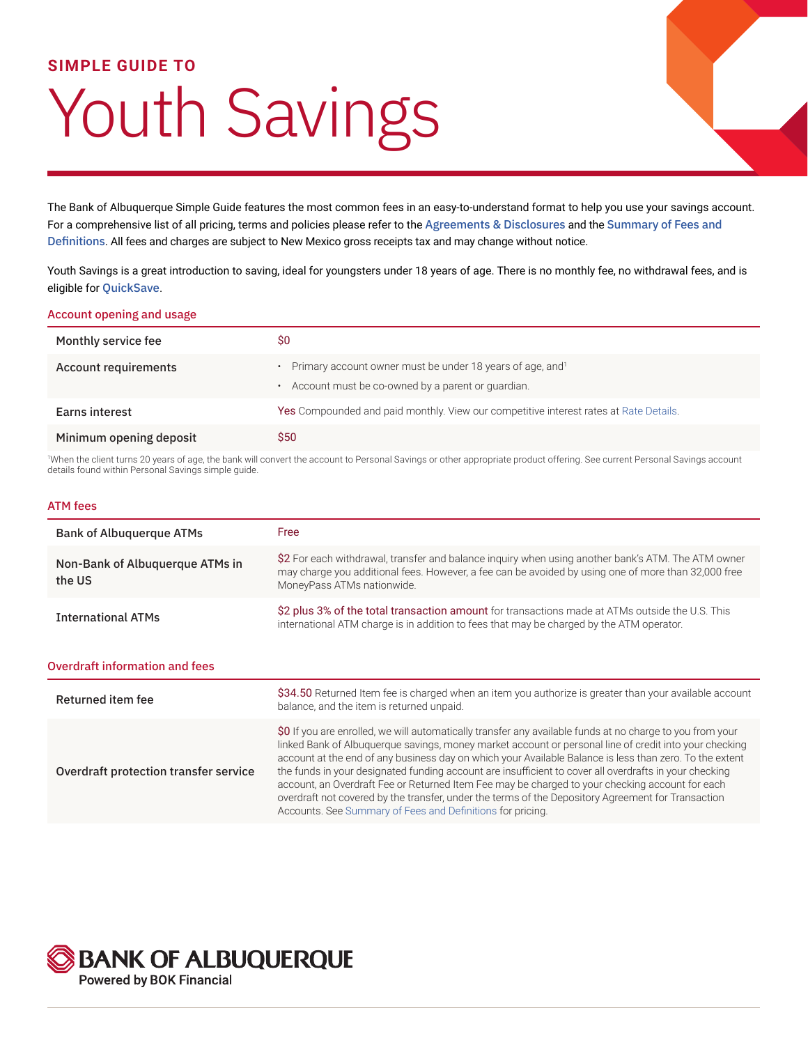**SIMPLE GUIDE TO**

# Youth Savings

The Bank of Albuquerque Simple Guide features the most common fees in an easy-to-understand format to help you use your savings account. For a comprehensive list of all pricing, terms and policies please refer to the Agreements & Disclosures and the Summary of Fees and Definitions. All fees and charges are subject to New Mexico gross receipts tax and may change without notice.

Youth Savings is a great introduction to saving, ideal for youngsters under 18 years of age. There is no monthly fee, no withdrawal fees, and is eligible for QuickSave.

## Account opening and usage

| | |
|---|---|
| Monthly service fee | $0 |
| Account requirements | • Primary account owner must be under 18 years of age, and[1]<br>• Account must be co-owned by a parent or guardian. |
| Earns interest | Yes Compounded and paid monthly. View our competitive interest rates at Rate Details. |
| Minimum opening deposit | $50 |

[1]When the client turns 20 years of age, the bank will convert the account to Personal Savings or other appropriate product offering. See current Personal Savings account details found within Personal Savings simple guide.

## ATM fees

| | |
|---|---|
| Bank of Albuquerque ATMs | Free |
| Non-Bank of Albuquerque ATMs in the US | $2 For each withdrawal, transfer and balance inquiry when using another bank's ATM. The ATM owner may charge you additional fees. However, a fee can be avoided by using one of more than 32,000 free MoneyPass ATMs nationwide. |
| International ATMs | $2 plus 3% of the total transaction amount for transactions made at ATMs outside the U.S. This international ATM charge is in addition to fees that may be charged by the ATM operator. |

## Overdraft information and fees

| | |
|---|---|
| Returned item fee | $34.50 Returned Item fee is charged when an item you authorize is greater than your available account balance, and the item is returned unpaid. |
| Overdraft protection transfer service | $0 If you are enrolled, we will automatically transfer any available funds at no charge to you from your linked Bank of Albuquerque savings, money market account or personal line of credit into your checking account at the end of any business day on which your Available Balance is less than zero. To the extent the funds in your designated funding account are insufficient to cover all overdrafts in your checking account, an Overdraft Fee or Returned Item Fee may be charged to your checking account for each overdraft not covered by the transfer, under the terms of the Depository Agreement for Transaction Accounts. See Summary of Fees and Definitions for pricing. |

**BANK OF ALBUQUERQUE**
Powered by BOK Financial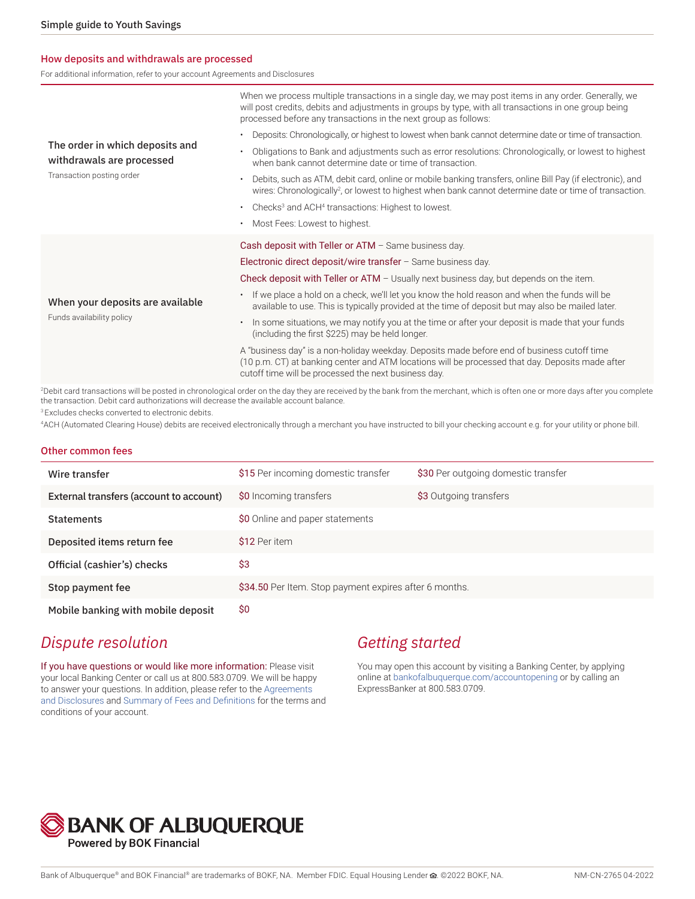## How deposits and withdrawals are processed

For additional information, refer to your account Agreements and Disclosures

| | |
|---|---|
| **The order in which deposits and withdrawals are processed**<br>Transaction posting order | When we process multiple transactions in a single day, we may post items in any order. Generally, we will post credits, debits and adjustments in groups by type, with all transactions in one group being processed before any transactions in the next group as follows:<br>• Deposits: Chronologically, or highest to lowest when bank cannot determine date or time of transaction.<br>• Obligations to Bank and adjustments such as error resolutions: Chronologically, or lowest to highest when bank cannot determine date or time of transaction.<br>• Debits, such as ATM, debit card, online or mobile banking transfers, online Bill Pay (if electronic), and wires: Chronologically[2], or lowest to highest when bank cannot determine date or time of transaction.<br>• Checks[3] and ACH[4] transactions: Highest to lowest.<br>• Most Fees: Lowest to highest. |
| **When your deposits are available**<br>Funds availability policy | Cash deposit with Teller or ATM – Same business day.<br>Electronic direct deposit/wire transfer – Same business day.<br>Check deposit with Teller or ATM – Usually next business day, but depends on the item.<br>• If we place a hold on a check, we'll let you know the hold reason and when the funds will be available to use. This is typically provided at the time of deposit but may also be mailed later.<br>• In some situations, we may notify you at the time or after your deposit is made that your funds (including the first $225) may be held longer.<br>A "business day" is a non-holiday weekday. Deposits made before end of business cutoff time (10 p.m. CT) at banking center and ATM locations will be processed that day. Deposits made after cutoff time will be processed the next business day. |

[2]Debit card transactions will be posted in chronological order on the day they are received by the bank from the merchant, which is often one or more days after you complete the transaction. Debit card authorizations will decrease the available account balance.

[3]Excludes checks converted to electronic debits.

[4]ACH (Automated Clearing House) debits are received electronically through a merchant you have instructed to bill your checking account e.g. for your utility or phone bill.

## Other common fees

| | | |
|---|---|---|
| **Wire transfer** | $15 Per incoming domestic transfer | $30 Per outgoing domestic transfer |
| **External transfers (account to account)** | $0 Incoming transfers | $3 Outgoing transfers |
| **Statements** | $0 Online and paper statements | |
| **Deposited items return fee** | $12 Per item | |
| **Official (cashier's) checks** | $3 | |
| **Stop payment fee** | $34.50 Per Item. Stop payment expires after 6 months. | |
| **Mobile banking with mobile deposit** | $0 | |

## *Dispute resolution*

If you have questions or would like more information: Please visit your local Banking Center or call us at 800.583.0709. We will be happy to answer your questions. In addition, please refer to the Agreements and Disclosures and Summary of Fees and Definitions for the terms and conditions of your account.

## *Getting started*

You may open this account by visiting a Banking Center, by applying online at bankofalbuquerque.com/accountopening or by calling an ExpressBanker at 800.583.0709.

**BANK OF ALBUQUERQUE**
**Powered by BOK Financial**

Bank of Albuquerque® and BOK Financial® are trademarks of BOKF, NA. Member FDIC. Equal Housing Lender. ©2022 BOKF, NA. NM-CN-2765 04-2022